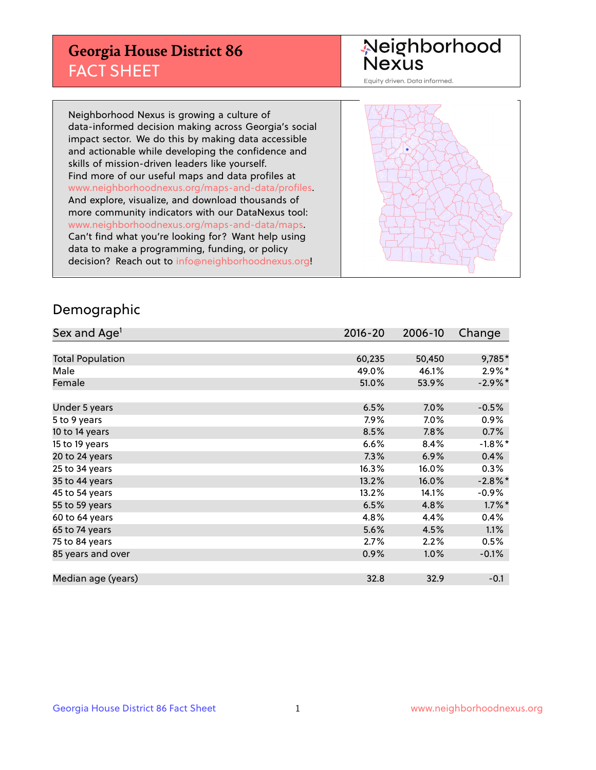# Georgia House District 86
## FACT SHEET

Neighborhood Nexus
Equity driven. Data informed.

Neighborhood Nexus is growing a culture of data-informed decision making across Georgia's social impact sector. We do this by making data accessible and actionable while developing the confidence and skills of mission-driven leaders like yourself. Find more of our useful maps and data profiles at www.neighborhoodnexus.org/maps-and-data/profiles. And explore, visualize, and download thousands of more community indicators with our DataNexus tool: www.neighborhoodnexus.org/maps-and-data/maps. Can't find what you're looking for? Want help using data to make a programming, funding, or policy decision? Reach out to info@neighborhoodnexus.org!

## Demographic

| Sex and Age[1] | 2016-20 | 2006-10 | Change |
|---|---|---|---|
| Total Population | 60,235 | 50,450 | 9,785* |
| Male | 49.0% | 46.1% | 2.9%* |
| Female | 51.0% | 53.9% | -2.9%* |
| Under 5 years | 6.5% | 7.0% | -0.5% |
| 5 to 9 years | 7.9% | 7.0% | 0.9% |
| 10 to 14 years | 8.5% | 7.8% | 0.7% |
| 15 to 19 years | 6.6% | 8.4% | -1.8%* |
| 20 to 24 years | 7.3% | 6.9% | 0.4% |
| 25 to 34 years | 16.3% | 16.0% | 0.3% |
| 35 to 44 years | 13.2% | 16.0% | -2.8%* |
| 45 to 54 years | 13.2% | 14.1% | -0.9% |
| 55 to 59 years | 6.5% | 4.8% | 1.7%* |
| 60 to 64 years | 4.8% | 4.4% | 0.4% |
| 65 to 74 years | 5.6% | 4.5% | 1.1% |
| 75 to 84 years | 2.7% | 2.2% | 0.5% |
| 85 years and over | 0.9% | 1.0% | -0.1% |
| Median age (years) | 32.8 | 32.9 | -0.1 |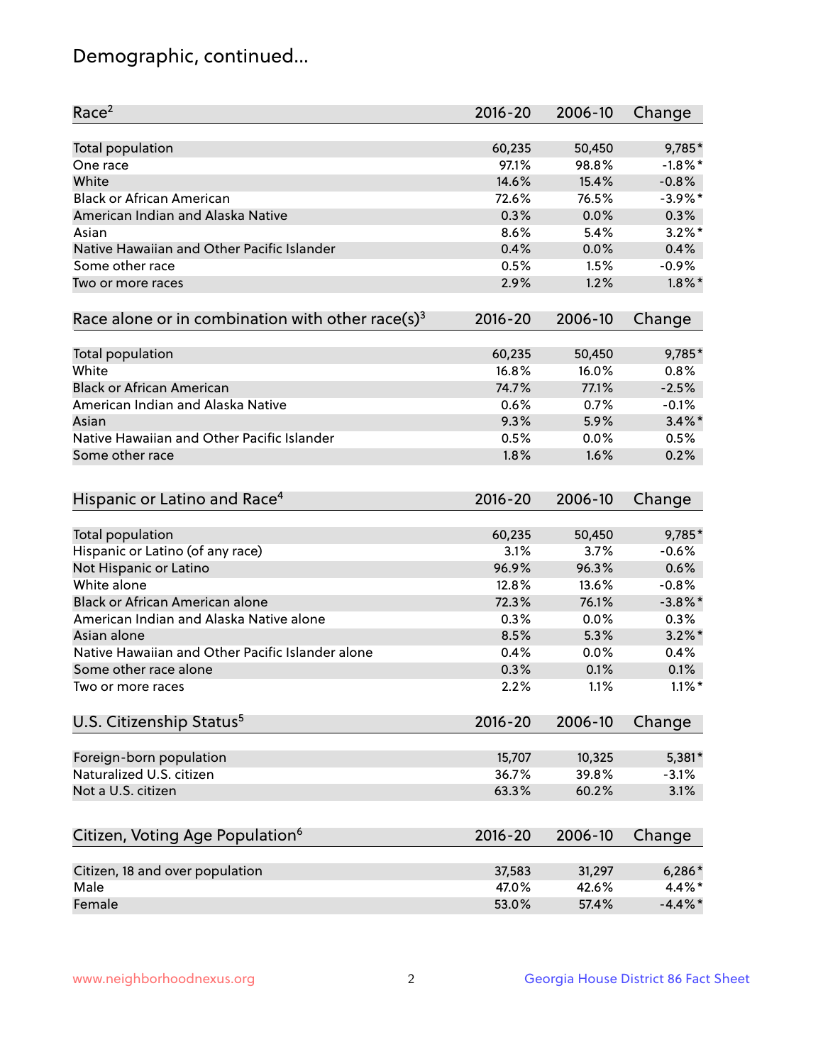# Demographic, continued...

| Race[2] | 2016-20 | 2006-10 | Change |
|---|---|---|---|
| Total population | 60,235 | 50,450 | 9,785* |
| One race | 97.1% | 98.8% | -1.8%* |
| White | 14.6% | 15.4% | -0.8% |
| Black or African American | 72.6% | 76.5% | -3.9%* |
| American Indian and Alaska Native | 0.3% | 0.0% | 0.3% |
| Asian | 8.6% | 5.4% | 3.2%* |
| Native Hawaiian and Other Pacific Islander | 0.4% | 0.0% | 0.4% |
| Some other race | 0.5% | 1.5% | -0.9% |
| Two or more races | 2.9% | 1.2% | 1.8%* |

| Race alone or in combination with other race(s)[3] | 2016-20 | 2006-10 | Change |
|---|---|---|---|
| Total population | 60,235 | 50,450 | 9,785* |
| White | 16.8% | 16.0% | 0.8% |
| Black or African American | 74.7% | 77.1% | -2.5% |
| American Indian and Alaska Native | 0.6% | 0.7% | -0.1% |
| Asian | 9.3% | 5.9% | 3.4%* |
| Native Hawaiian and Other Pacific Islander | 0.5% | 0.0% | 0.5% |
| Some other race | 1.8% | 1.6% | 0.2% |

| Hispanic or Latino and Race[4] | 2016-20 | 2006-10 | Change |
|---|---|---|---|
| Total population | 60,235 | 50,450 | 9,785* |
| Hispanic or Latino (of any race) | 3.1% | 3.7% | -0.6% |
| Not Hispanic or Latino | 96.9% | 96.3% | 0.6% |
| White alone | 12.8% | 13.6% | -0.8% |
| Black or African American alone | 72.3% | 76.1% | -3.8%* |
| American Indian and Alaska Native alone | 0.3% | 0.0% | 0.3% |
| Asian alone | 8.5% | 5.3% | 3.2%* |
| Native Hawaiian and Other Pacific Islander alone | 0.4% | 0.0% | 0.4% |
| Some other race alone | 0.3% | 0.1% | 0.1% |
| Two or more races | 2.2% | 1.1% | 1.1%* |

| U.S. Citizenship Status[5] | 2016-20 | 2006-10 | Change |
|---|---|---|---|
| Foreign-born population | 15,707 | 10,325 | 5,381* |
| Naturalized U.S. citizen | 36.7% | 39.8% | -3.1% |
| Not a U.S. citizen | 63.3% | 60.2% | 3.1% |

| Citizen, Voting Age Population[6] | 2016-20 | 2006-10 | Change |
|---|---|---|---|
| Citizen, 18 and over population | 37,583 | 31,297 | 6,286* |
| Male | 47.0% | 42.6% | 4.4%* |
| Female | 53.0% | 57.4% | -4.4%* |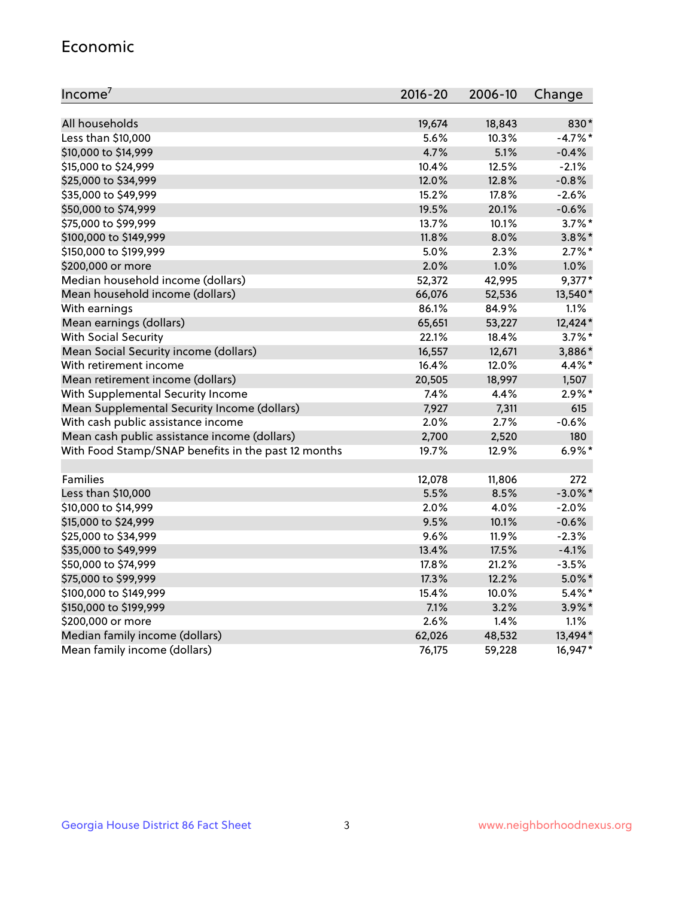## Economic

| Income[7] | 2016-20 | 2006-10 | Change |
|---|---|---|---|
| All households | 19,674 | 18,843 | 830* |
| Less than $10,000 | 5.6% | 10.3% | -4.7%* |
| $10,000 to $14,999 | 4.7% | 5.1% | -0.4% |
| $15,000 to $24,999 | 10.4% | 12.5% | -2.1% |
| $25,000 to $34,999 | 12.0% | 12.8% | -0.8% |
| $35,000 to $49,999 | 15.2% | 17.8% | -2.6% |
| $50,000 to $74,999 | 19.5% | 20.1% | -0.6% |
| $75,000 to $99,999 | 13.7% | 10.1% | 3.7%* |
| $100,000 to $149,999 | 11.8% | 8.0% | 3.8%* |
| $150,000 to $199,999 | 5.0% | 2.3% | 2.7%* |
| $200,000 or more | 2.0% | 1.0% | 1.0% |
| Median household income (dollars) | 52,372 | 42,995 | 9,377* |
| Mean household income (dollars) | 66,076 | 52,536 | 13,540* |
| With earnings | 86.1% | 84.9% | 1.1% |
| Mean earnings (dollars) | 65,651 | 53,227 | 12,424* |
| With Social Security | 22.1% | 18.4% | 3.7%* |
| Mean Social Security income (dollars) | 16,557 | 12,671 | 3,886* |
| With retirement income | 16.4% | 12.0% | 4.4%* |
| Mean retirement income (dollars) | 20,505 | 18,997 | 1,507 |
| With Supplemental Security Income | 7.4% | 4.4% | 2.9%* |
| Mean Supplemental Security Income (dollars) | 7,927 | 7,311 | 615 |
| With cash public assistance income | 2.0% | 2.7% | -0.6% |
| Mean cash public assistance income (dollars) | 2,700 | 2,520 | 180 |
| With Food Stamp/SNAP benefits in the past 12 months | 19.7% | 12.9% | 6.9%* |
| | | | |
| Families | 12,078 | 11,806 | 272 |
| Less than $10,000 | 5.5% | 8.5% | -3.0%* |
| $10,000 to $14,999 | 2.0% | 4.0% | -2.0% |
| $15,000 to $24,999 | 9.5% | 10.1% | -0.6% |
| $25,000 to $34,999 | 9.6% | 11.9% | -2.3% |
| $35,000 to $49,999 | 13.4% | 17.5% | -4.1% |
| $50,000 to $74,999 | 17.8% | 21.2% | -3.5% |
| $75,000 to $99,999 | 17.3% | 12.2% | 5.0%* |
| $100,000 to $149,999 | 15.4% | 10.0% | 5.4%* |
| $150,000 to $199,999 | 7.1% | 3.2% | 3.9%* |
| $200,000 or more | 2.6% | 1.4% | 1.1% |
| Median family income (dollars) | 62,026 | 48,532 | 13,494* |
| Mean family income (dollars) | 76,175 | 59,228 | 16,947* |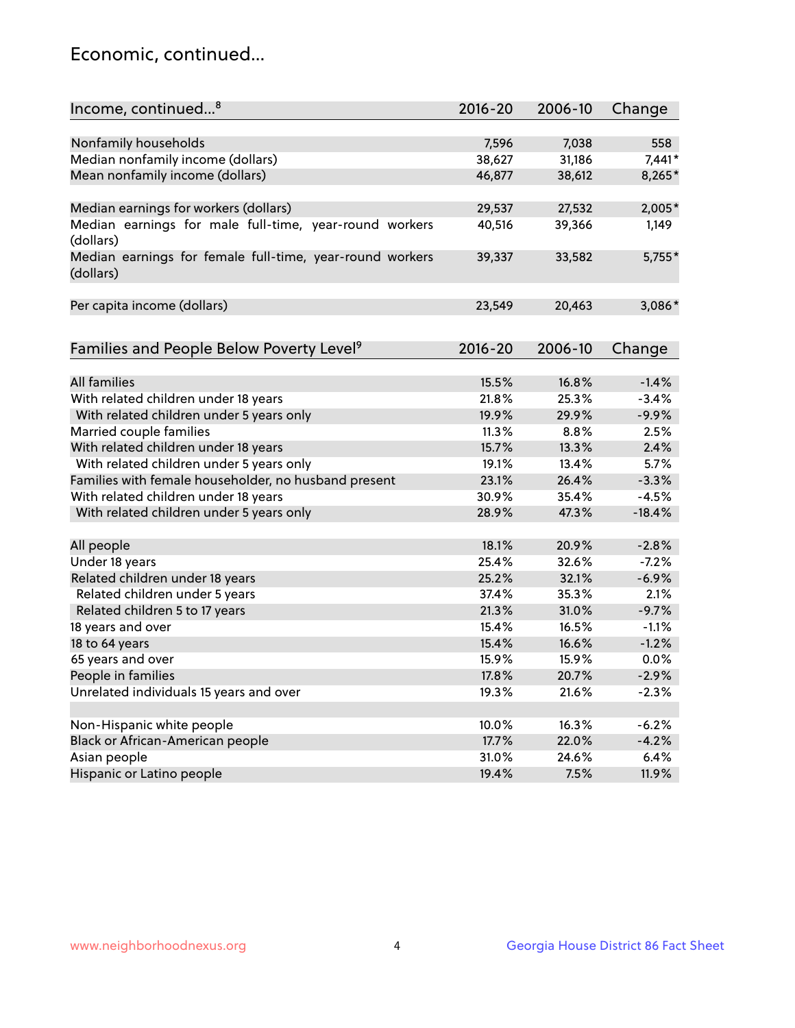## Economic, continued...

| Income, continued...[8] | 2016-20 | 2006-10 | Change |
|---|---|---|---|
| Nonfamily households | 7,596 | 7,038 | 558 |
| Median nonfamily income (dollars) | 38,627 | 31,186 | 7,441* |
| Mean nonfamily income (dollars) | 46,877 | 38,612 | 8,265* |
| Median earnings for workers (dollars) | 29,537 | 27,532 | 2,005* |
| Median earnings for male full-time, year-round workers (dollars) | 40,516 | 39,366 | 1,149 |
| Median earnings for female full-time, year-round workers (dollars) | 39,337 | 33,582 | 5,755* |
| Per capita income (dollars) | 23,549 | 20,463 | 3,086* |

| Families and People Below Poverty Level[9] | 2016-20 | 2006-10 | Change |
|---|---|---|---|
| All families | 15.5% | 16.8% | -1.4% |
| With related children under 18 years | 21.8% | 25.3% | -3.4% |
| With related children under 5 years only | 19.9% | 29.9% | -9.9% |
| Married couple families | 11.3% | 8.8% | 2.5% |
| With related children under 18 years | 15.7% | 13.3% | 2.4% |
| With related children under 5 years only | 19.1% | 13.4% | 5.7% |
| Families with female householder, no husband present | 23.1% | 26.4% | -3.3% |
| With related children under 18 years | 30.9% | 35.4% | -4.5% |
| With related children under 5 years only | 28.9% | 47.3% | -18.4% |
| All people | 18.1% | 20.9% | -2.8% |
| Under 18 years | 25.4% | 32.6% | -7.2% |
| Related children under 18 years | 25.2% | 32.1% | -6.9% |
| Related children under 5 years | 37.4% | 35.3% | 2.1% |
| Related children 5 to 17 years | 21.3% | 31.0% | -9.7% |
| 18 years and over | 15.4% | 16.5% | -1.1% |
| 18 to 64 years | 15.4% | 16.6% | -1.2% |
| 65 years and over | 15.9% | 15.9% | 0.0% |
| People in families | 17.8% | 20.7% | -2.9% |
| Unrelated individuals 15 years and over | 19.3% | 21.6% | -2.3% |
| Non-Hispanic white people | 10.0% | 16.3% | -6.2% |
| Black or African-American people | 17.7% | 22.0% | -4.2% |
| Asian people | 31.0% | 24.6% | 6.4% |
| Hispanic or Latino people | 19.4% | 7.5% | 11.9% |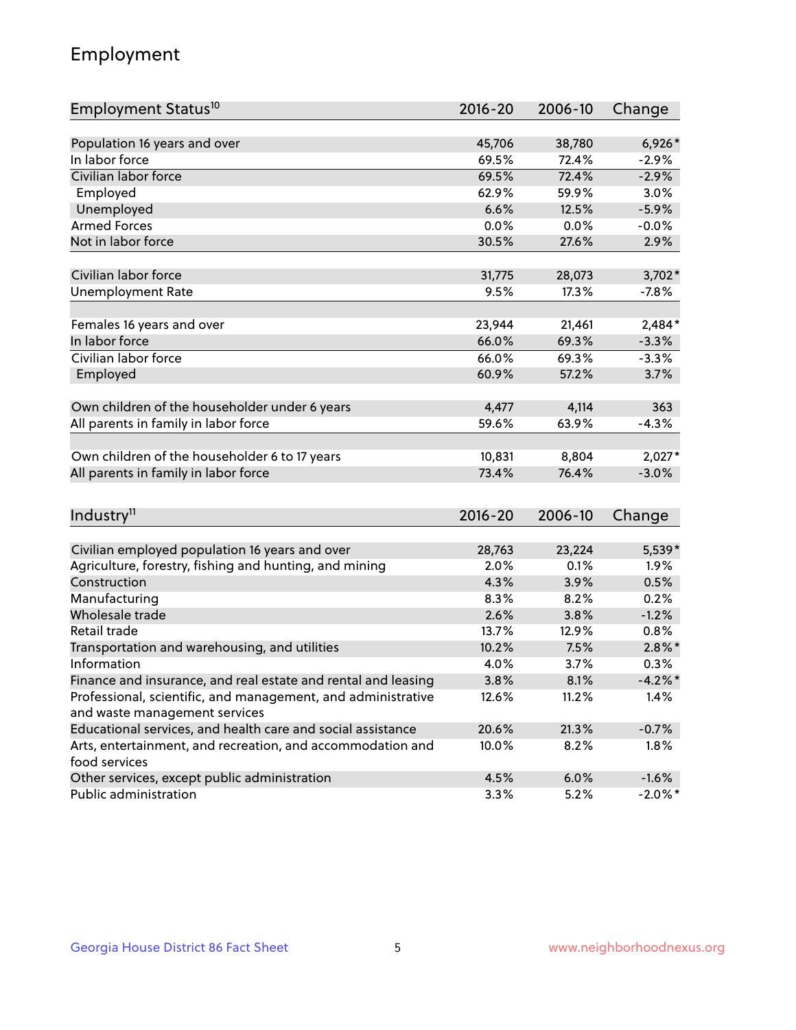## Employment

| Employment Status[10] | 2016-20 | 2006-10 | Change |
|---|---|---|---|
| Population 16 years and over | 45,706 | 38,780 | 6,926* |
| In labor force | 69.5% | 72.4% | -2.9% |
| Civilian labor force | 69.5% | 72.4% | -2.9% |
| Employed | 62.9% | 59.9% | 3.0% |
| Unemployed | 6.6% | 12.5% | -5.9% |
| Armed Forces | 0.0% | 0.0% | -0.0% |
| Not in labor force | 30.5% | 27.6% | 2.9% |
| | | | |
| Civilian labor force | 31,775 | 28,073 | 3,702* |
| Unemployment Rate | 9.5% | 17.3% | -7.8% |
| | | | |
| Females 16 years and over | 23,944 | 21,461 | 2,484* |
| In labor force | 66.0% | 69.3% | -3.3% |
| Civilian labor force | 66.0% | 69.3% | -3.3% |
| Employed | 60.9% | 57.2% | 3.7% |
| | | | |
| Own children of the householder under 6 years | 4,477 | 4,114 | 363 |
| All parents in family in labor force | 59.6% | 63.9% | -4.3% |
| | | | |
| Own children of the householder 6 to 17 years | 10,831 | 8,804 | 2,027* |
| All parents in family in labor force | 73.4% | 76.4% | -3.0% |

| Industry[11] | 2016-20 | 2006-10 | Change |
|---|---|---|---|
| Civilian employed population 16 years and over | 28,763 | 23,224 | 5,539* |
| Agriculture, forestry, fishing and hunting, and mining | 2.0% | 0.1% | 1.9% |
| Construction | 4.3% | 3.9% | 0.5% |
| Manufacturing | 8.3% | 8.2% | 0.2% |
| Wholesale trade | 2.6% | 3.8% | -1.2% |
| Retail trade | 13.7% | 12.9% | 0.8% |
| Transportation and warehousing, and utilities | 10.2% | 7.5% | 2.8%* |
| Information | 4.0% | 3.7% | 0.3% |
| Finance and insurance, and real estate and rental and leasing | 3.8% | 8.1% | -4.2%* |
| Professional, scientific, and management, and administrative and waste management services | 12.6% | 11.2% | 1.4% |
| Educational services, and health care and social assistance | 20.6% | 21.3% | -0.7% |
| Arts, entertainment, and recreation, and accommodation and food services | 10.0% | 8.2% | 1.8% |
| Other services, except public administration | 4.5% | 6.0% | -1.6% |
| Public administration | 3.3% | 5.2% | -2.0%* |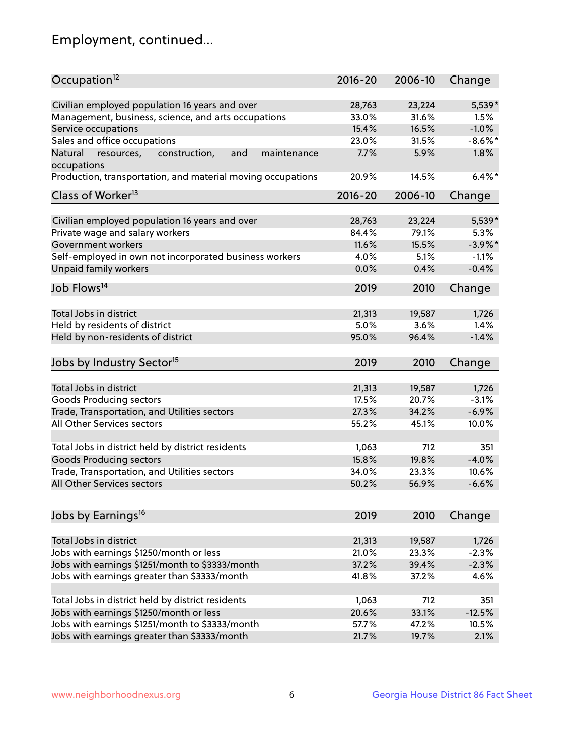## Employment, continued...

| Occupation[12] | 2016-20 | 2006-10 | Change |
|---|---|---|---|
| Civilian employed population 16 years and over | 28,763 | 23,224 | 5,539* |
| Management, business, science, and arts occupations | 33.0% | 31.6% | 1.5% |
| Service occupations | 15.4% | 16.5% | -1.0% |
| Sales and office occupations | 23.0% | 31.5% | -8.6%* |
| Natural resources, construction, and maintenance occupations | 7.7% | 5.9% | 1.8% |
| Production, transportation, and material moving occupations | 20.9% | 14.5% | 6.4%* |

| Class of Worker[13] | 2016-20 | 2006-10 | Change |
|---|---|---|---|
| Civilian employed population 16 years and over | 28,763 | 23,224 | 5,539* |
| Private wage and salary workers | 84.4% | 79.1% | 5.3% |
| Government workers | 11.6% | 15.5% | -3.9%* |
| Self-employed in own not incorporated business workers | 4.0% | 5.1% | -1.1% |
| Unpaid family workers | 0.0% | 0.4% | -0.4% |

| Job Flows[14] | 2019 | 2010 | Change |
|---|---|---|---|
| Total Jobs in district | 21,313 | 19,587 | 1,726 |
| Held by residents of district | 5.0% | 3.6% | 1.4% |
| Held by non-residents of district | 95.0% | 96.4% | -1.4% |

| Jobs by Industry Sector[15] | 2019 | 2010 | Change |
|---|---|---|---|
| Total Jobs in district | 21,313 | 19,587 | 1,726 |
| Goods Producing sectors | 17.5% | 20.7% | -3.1% |
| Trade, Transportation, and Utilities sectors | 27.3% | 34.2% | -6.9% |
| All Other Services sectors | 55.2% | 45.1% | 10.0% |
| | | | |
| Total Jobs in district held by district residents | 1,063 | 712 | 351 |
| Goods Producing sectors | 15.8% | 19.8% | -4.0% |
| Trade, Transportation, and Utilities sectors | 34.0% | 23.3% | 10.6% |
| All Other Services sectors | 50.2% | 56.9% | -6.6% |

| Jobs by Earnings[16] | 2019 | 2010 | Change |
|---|---|---|---|
| Total Jobs in district | 21,313 | 19,587 | 1,726 |
| Jobs with earnings $1250/month or less | 21.0% | 23.3% | -2.3% |
| Jobs with earnings $1251/month to $3333/month | 37.2% | 39.4% | -2.3% |
| Jobs with earnings greater than $3333/month | 41.8% | 37.2% | 4.6% |
| | | | |
| Total Jobs in district held by district residents | 1,063 | 712 | 351 |
| Jobs with earnings $1250/month or less | 20.6% | 33.1% | -12.5% |
| Jobs with earnings $1251/month to $3333/month | 57.7% | 47.2% | 10.5% |
| Jobs with earnings greater than $3333/month | 21.7% | 19.7% | 2.1% |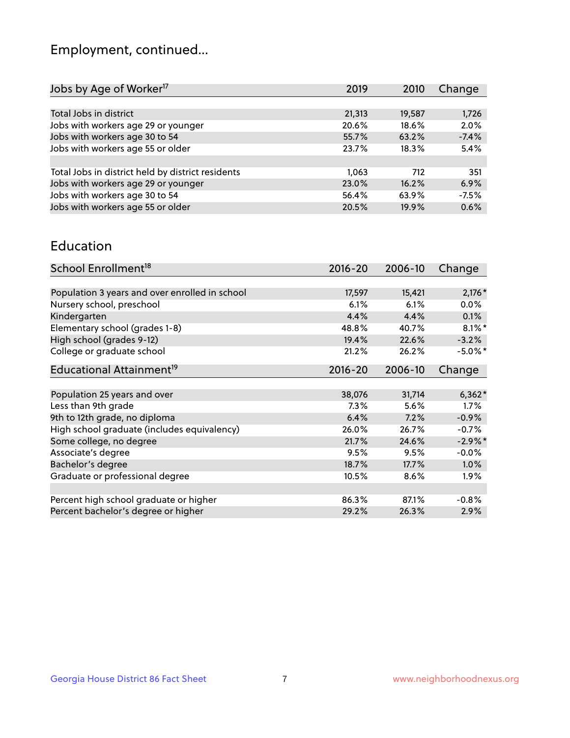# Employment, continued...

| Jobs by Age of Worker[17] | 2019 | 2010 | Change |
|---|---|---|---|
| Total Jobs in district | 21,313 | 19,587 | 1,726 |
| Jobs with workers age 29 or younger | 20.6% | 18.6% | 2.0% |
| Jobs with workers age 30 to 54 | 55.7% | 63.2% | -7.4% |
| Jobs with workers age 55 or older | 23.7% | 18.3% | 5.4% |
| | | | |
| Total Jobs in district held by district residents | 1,063 | 712 | 351 |
| Jobs with workers age 29 or younger | 23.0% | 16.2% | 6.9% |
| Jobs with workers age 30 to 54 | 56.4% | 63.9% | -7.5% |
| Jobs with workers age 55 or older | 20.5% | 19.9% | 0.6% |

## Education

| School Enrollment[18] | 2016-20 | 2006-10 | Change |
|---|---|---|---|
| Population 3 years and over enrolled in school | 17,597 | 15,421 | 2,176* |
| Nursery school, preschool | 6.1% | 6.1% | 0.0% |
| Kindergarten | 4.4% | 4.4% | 0.1% |
| Elementary school (grades 1-8) | 48.8% | 40.7% | 8.1%* |
| High school (grades 9-12) | 19.4% | 22.6% | -3.2% |
| College or graduate school | 21.2% | 26.2% | -5.0%* |

| Educational Attainment[19] | 2016-20 | 2006-10 | Change |
|---|---|---|---|
| Population 25 years and over | 38,076 | 31,714 | 6,362* |
| Less than 9th grade | 7.3% | 5.6% | 1.7% |
| 9th to 12th grade, no diploma | 6.4% | 7.2% | -0.9% |
| High school graduate (includes equivalency) | 26.0% | 26.7% | -0.7% |
| Some college, no degree | 21.7% | 24.6% | -2.9%* |
| Associate's degree | 9.5% | 9.5% | -0.0% |
| Bachelor's degree | 18.7% | 17.7% | 1.0% |
| Graduate or professional degree | 10.5% | 8.6% | 1.9% |
| | | | |
| Percent high school graduate or higher | 86.3% | 87.1% | -0.8% |
| Percent bachelor's degree or higher | 29.2% | 26.3% | 2.9% |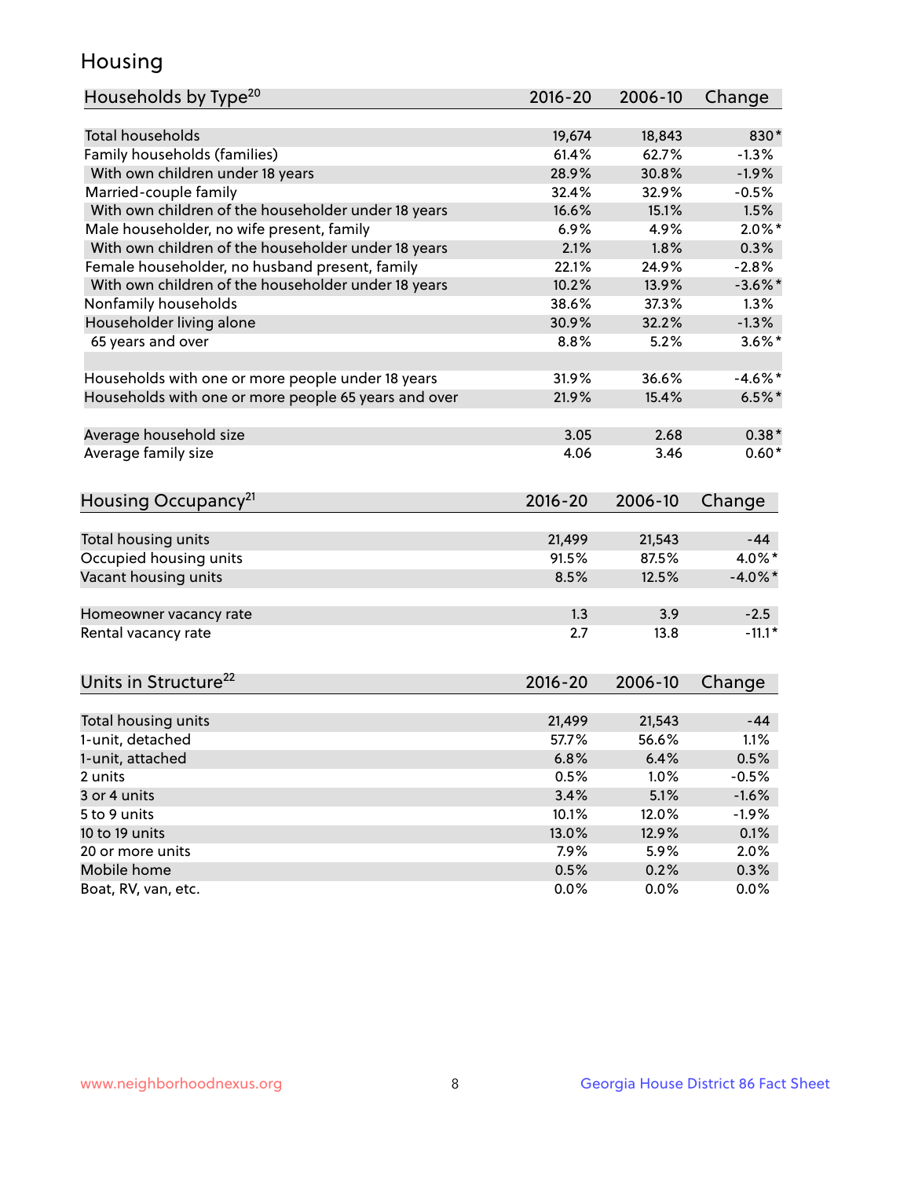# Housing

| Households by Type[20] | 2016-20 | 2006-10 | Change |
|---|---|---|---|
| Total households | 19,674 | 18,843 | 830* |
| Family households (families) | 61.4% | 62.7% | -1.3% |
| With own children under 18 years | 28.9% | 30.8% | -1.9% |
| Married-couple family | 32.4% | 32.9% | -0.5% |
| With own children of the householder under 18 years | 16.6% | 15.1% | 1.5% |
| Male householder, no wife present, family | 6.9% | 4.9% | 2.0%* |
| With own children of the householder under 18 years | 2.1% | 1.8% | 0.3% |
| Female householder, no husband present, family | 22.1% | 24.9% | -2.8% |
| With own children of the householder under 18 years | 10.2% | 13.9% | -3.6%* |
| Nonfamily households | 38.6% | 37.3% | 1.3% |
| Householder living alone | 30.9% | 32.2% | -1.3% |
| 65 years and over | 8.8% | 5.2% | 3.6%* |
| | | | |
| Households with one or more people under 18 years | 31.9% | 36.6% | -4.6%* |
| Households with one or more people 65 years and over | 21.9% | 15.4% | 6.5%* |
| | | | |
| Average household size | 3.05 | 2.68 | 0.38* |
| Average family size | 4.06 | 3.46 | 0.60* |

| Housing Occupancy[21] | 2016-20 | 2006-10 | Change |
|---|---|---|---|
| Total housing units | 21,499 | 21,543 | -44 |
| Occupied housing units | 91.5% | 87.5% | 4.0%* |
| Vacant housing units | 8.5% | 12.5% | -4.0%* |
| | | | |
| Homeowner vacancy rate | 1.3 | 3.9 | -2.5 |
| Rental vacancy rate | 2.7 | 13.8 | -11.1* |

| Units in Structure[22] | 2016-20 | 2006-10 | Change |
|---|---|---|---|
| Total housing units | 21,499 | 21,543 | -44 |
| 1-unit, detached | 57.7% | 56.6% | 1.1% |
| 1-unit, attached | 6.8% | 6.4% | 0.5% |
| 2 units | 0.5% | 1.0% | -0.5% |
| 3 or 4 units | 3.4% | 5.1% | -1.6% |
| 5 to 9 units | 10.1% | 12.0% | -1.9% |
| 10 to 19 units | 13.0% | 12.9% | 0.1% |
| 20 or more units | 7.9% | 5.9% | 2.0% |
| Mobile home | 0.5% | 0.2% | 0.3% |
| Boat, RV, van, etc. | 0.0% | 0.0% | 0.0% |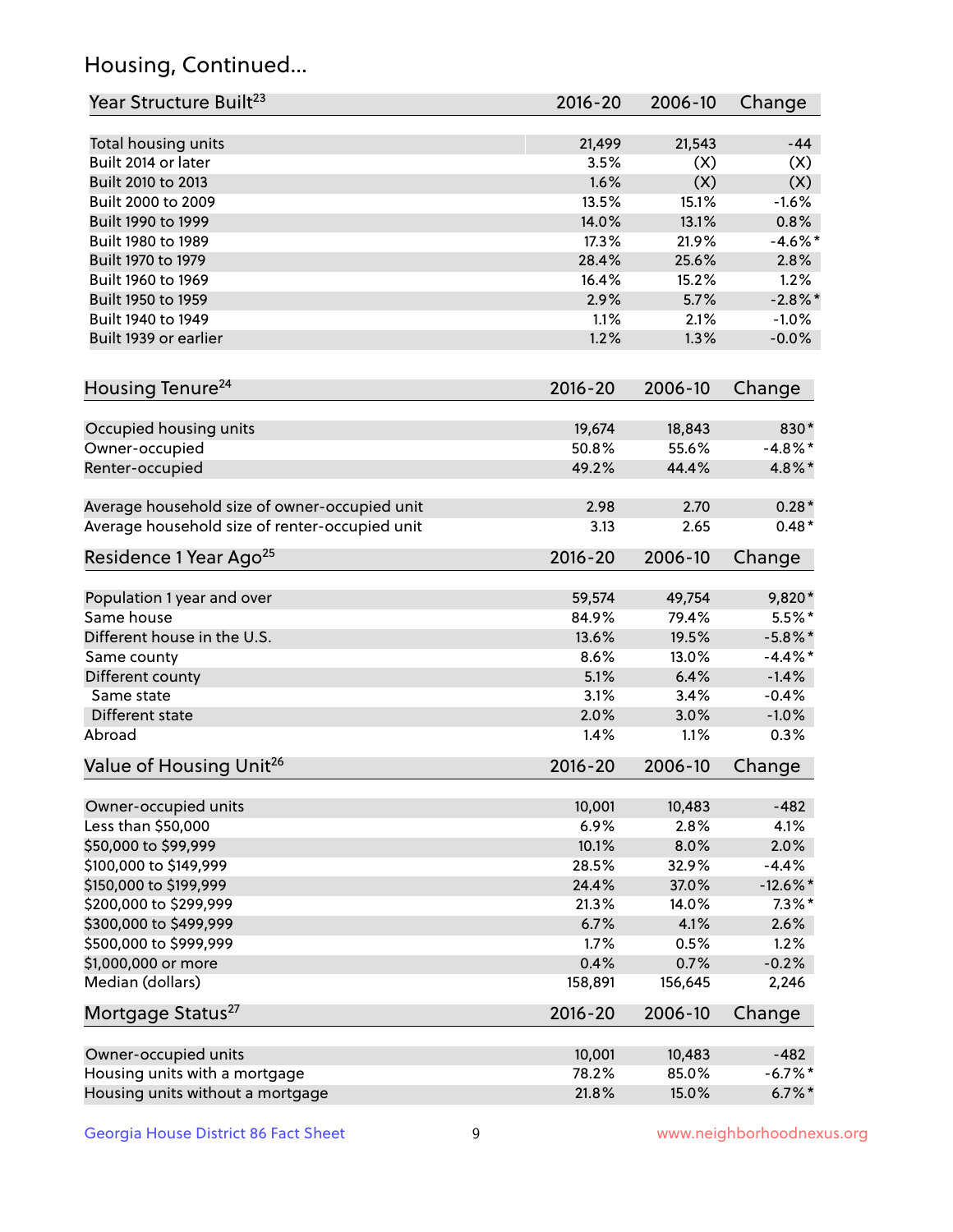## Housing, Continued...

| Year Structure Built[23] | 2016-20 | 2006-10 | Change |
|---|---|---|---|
| Total housing units | 21,499 | 21,543 | -44 |
| Built 2014 or later | 3.5% | (X) | (X) |
| Built 2010 to 2013 | 1.6% | (X) | (X) |
| Built 2000 to 2009 | 13.5% | 15.1% | -1.6% |
| Built 1990 to 1999 | 14.0% | 13.1% | 0.8% |
| Built 1980 to 1989 | 17.3% | 21.9% | -4.6%* |
| Built 1970 to 1979 | 28.4% | 25.6% | 2.8% |
| Built 1960 to 1969 | 16.4% | 15.2% | 1.2% |
| Built 1950 to 1959 | 2.9% | 5.7% | -2.8%* |
| Built 1940 to 1949 | 1.1% | 2.1% | -1.0% |
| Built 1939 or earlier | 1.2% | 1.3% | -0.0% |

| Housing Tenure[24] | 2016-20 | 2006-10 | Change |
|---|---|---|---|
| Occupied housing units | 19,674 | 18,843 | 830* |
| Owner-occupied | 50.8% | 55.6% | -4.8%* |
| Renter-occupied | 49.2% | 44.4% | 4.8%* |
| Average household size of owner-occupied unit | 2.98 | 2.70 | 0.28* |
| Average household size of renter-occupied unit | 3.13 | 2.65 | 0.48* |

| Residence 1 Year Ago[25] | 2016-20 | 2006-10 | Change |
|---|---|---|---|
| Population 1 year and over | 59,574 | 49,754 | 9,820* |
| Same house | 84.9% | 79.4% | 5.5%* |
| Different house in the U.S. | 13.6% | 19.5% | -5.8%* |
| Same county | 8.6% | 13.0% | -4.4%* |
| Different county | 5.1% | 6.4% | -1.4% |
| Same state | 3.1% | 3.4% | -0.4% |
| Different state | 2.0% | 3.0% | -1.0% |
| Abroad | 1.4% | 1.1% | 0.3% |

| Value of Housing Unit[26] | 2016-20 | 2006-10 | Change |
|---|---|---|---|
| Owner-occupied units | 10,001 | 10,483 | -482 |
| Less than $50,000 | 6.9% | 2.8% | 4.1% |
| $50,000 to $99,999 | 10.1% | 8.0% | 2.0% |
| $100,000 to $149,999 | 28.5% | 32.9% | -4.4% |
| $150,000 to $199,999 | 24.4% | 37.0% | -12.6%* |
| $200,000 to $299,999 | 21.3% | 14.0% | 7.3%* |
| $300,000 to $499,999 | 6.7% | 4.1% | 2.6% |
| $500,000 to $999,999 | 1.7% | 0.5% | 1.2% |
| $1,000,000 or more | 0.4% | 0.7% | -0.2% |
| Median (dollars) | 158,891 | 156,645 | 2,246 |

| Mortgage Status[27] | 2016-20 | 2006-10 | Change |
|---|---|---|---|
| Owner-occupied units | 10,001 | 10,483 | -482 |
| Housing units with a mortgage | 78.2% | 85.0% | -6.7%* |
| Housing units without a mortgage | 21.8% | 15.0% | 6.7%* |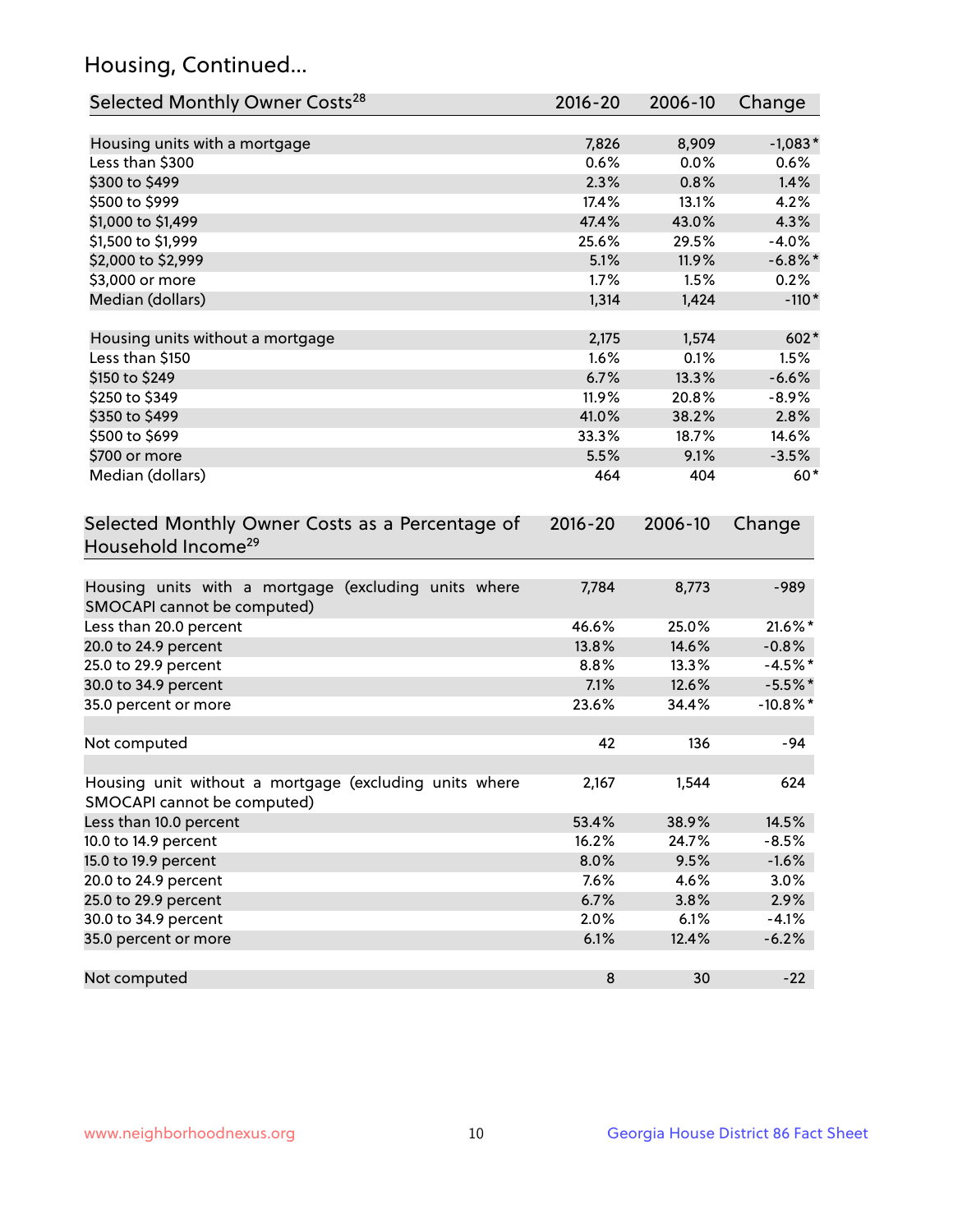## Housing, Continued...

| Selected Monthly Owner Costs[28] | 2016-20 | 2006-10 | Change |
|---|---|---|---|
| Housing units with a mortgage | 7,826 | 8,909 | -1,083* |
| Less than $300 | 0.6% | 0.0% | 0.6% |
| $300 to $499 | 2.3% | 0.8% | 1.4% |
| $500 to $999 | 17.4% | 13.1% | 4.2% |
| $1,000 to $1,499 | 47.4% | 43.0% | 4.3% |
| $1,500 to $1,999 | 25.6% | 29.5% | -4.0% |
| $2,000 to $2,999 | 5.1% | 11.9% | -6.8%* |
| $3,000 or more | 1.7% | 1.5% | 0.2% |
| Median (dollars) | 1,314 | 1,424 | -110* |
| | | | |
| Housing units without a mortgage | 2,175 | 1,574 | 602* |
| Less than $150 | 1.6% | 0.1% | 1.5% |
| $150 to $249 | 6.7% | 13.3% | -6.6% |
| $250 to $349 | 11.9% | 20.8% | -8.9% |
| $350 to $499 | 41.0% | 38.2% | 2.8% |
| $500 to $699 | 33.3% | 18.7% | 14.6% |
| $700 or more | 5.5% | 9.1% | -3.5% |
| Median (dollars) | 464 | 404 | 60* |

| Selected Monthly Owner Costs as a Percentage of Household Income[29] | 2016-20 | 2006-10 | Change |
|---|---|---|---|
| Housing units with a mortgage (excluding units where SMOCAPI cannot be computed) | 7,784 | 8,773 | -989 |
| Less than 20.0 percent | 46.6% | 25.0% | 21.6%* |
| 20.0 to 24.9 percent | 13.8% | 14.6% | -0.8% |
| 25.0 to 29.9 percent | 8.8% | 13.3% | -4.5%* |
| 30.0 to 34.9 percent | 7.1% | 12.6% | -5.5%* |
| 35.0 percent or more | 23.6% | 34.4% | -10.8%* |
| | | | |
| Not computed | 42 | 136 | -94 |
| | | | |
| Housing unit without a mortgage (excluding units where SMOCAPI cannot be computed) | 2,167 | 1,544 | 624 |
| Less than 10.0 percent | 53.4% | 38.9% | 14.5% |
| 10.0 to 14.9 percent | 16.2% | 24.7% | -8.5% |
| 15.0 to 19.9 percent | 8.0% | 9.5% | -1.6% |
| 20.0 to 24.9 percent | 7.6% | 4.6% | 3.0% |
| 25.0 to 29.9 percent | 6.7% | 3.8% | 2.9% |
| 30.0 to 34.9 percent | 2.0% | 6.1% | -4.1% |
| 35.0 percent or more | 6.1% | 12.4% | -6.2% |
| | | | |
| Not computed | 8 | 30 | -22 |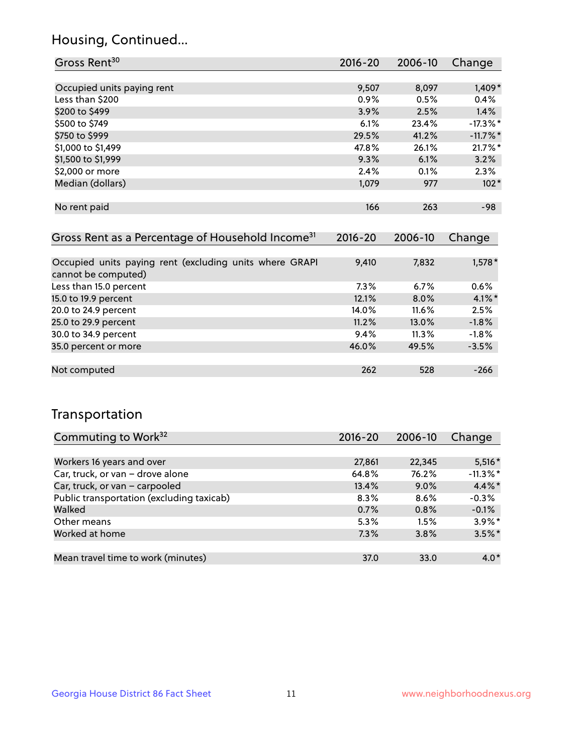## Housing, Continued...

| Gross Rent[30] | 2016-20 | 2006-10 | Change |
|---|---|---|---|
| Occupied units paying rent | 9,507 | 8,097 | 1,409* |
| Less than $200 | 0.9% | 0.5% | 0.4% |
| $200 to $499 | 3.9% | 2.5% | 1.4% |
| $500 to $749 | 6.1% | 23.4% | -17.3%* |
| $750 to $999 | 29.5% | 41.2% | -11.7%* |
| $1,000 to $1,499 | 47.8% | 26.1% | 21.7%* |
| $1,500 to $1,999 | 9.3% | 6.1% | 3.2% |
| $2,000 or more | 2.4% | 0.1% | 2.3% |
| Median (dollars) | 1,079 | 977 | 102* |
| No rent paid | 166 | 263 | -98 |

| Gross Rent as a Percentage of Household Income[31] | 2016-20 | 2006-10 | Change |
|---|---|---|---|
| Occupied units paying rent (excluding units where GRAPI cannot be computed) | 9,410 | 7,832 | 1,578* |
| Less than 15.0 percent | 7.3% | 6.7% | 0.6% |
| 15.0 to 19.9 percent | 12.1% | 8.0% | 4.1%* |
| 20.0 to 24.9 percent | 14.0% | 11.6% | 2.5% |
| 25.0 to 29.9 percent | 11.2% | 13.0% | -1.8% |
| 30.0 to 34.9 percent | 9.4% | 11.3% | -1.8% |
| 35.0 percent or more | 46.0% | 49.5% | -3.5% |
| Not computed | 262 | 528 | -266 |

## Transportation

| Commuting to Work[32] | 2016-20 | 2006-10 | Change |
|---|---|---|---|
| Workers 16 years and over | 27,861 | 22,345 | 5,516* |
| Car, truck, or van – drove alone | 64.8% | 76.2% | -11.3%* |
| Car, truck, or van – carpooled | 13.4% | 9.0% | 4.4%* |
| Public transportation (excluding taxicab) | 8.3% | 8.6% | -0.3% |
| Walked | 0.7% | 0.8% | -0.1% |
| Other means | 5.3% | 1.5% | 3.9%* |
| Worked at home | 7.3% | 3.8% | 3.5%* |
| Mean travel time to work (minutes) | 37.0 | 33.0 | 4.0* |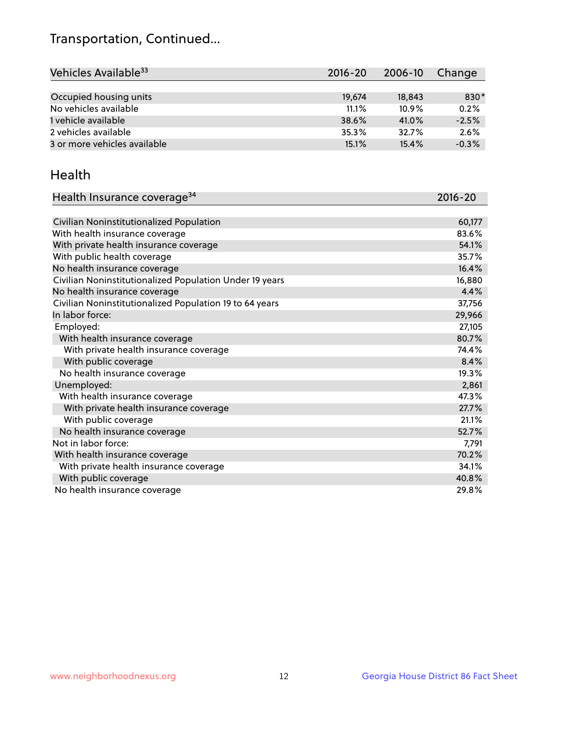# Transportation, Continued...

| Vehicles Available[33] | 2016-20 | 2006-10 | Change |
|---|---|---|---|
| Occupied housing units | 19,674 | 18,843 | 830* |
| No vehicles available | 11.1% | 10.9% | 0.2% |
| 1 vehicle available | 38.6% | 41.0% | -2.5% |
| 2 vehicles available | 35.3% | 32.7% | 2.6% |
| 3 or more vehicles available | 15.1% | 15.4% | -0.3% |

## Health

| Health Insurance coverage[34] | 2016-20 |
|---|---|
| Civilian Noninstitutionalized Population | 60,177 |
| With health insurance coverage | 83.6% |
| With private health insurance coverage | 54.1% |
| With public health coverage | 35.7% |
| No health insurance coverage | 16.4% |
| Civilian Noninstitutionalized Population Under 19 years | 16,880 |
| No health insurance coverage | 4.4% |
| Civilian Noninstitutionalized Population 19 to 64 years | 37,756 |
| In labor force: | 29,966 |
| Employed: | 27,105 |
| With health insurance coverage | 80.7% |
| With private health insurance coverage | 74.4% |
| With public coverage | 8.4% |
| No health insurance coverage | 19.3% |
| Unemployed: | 2,861 |
| With health insurance coverage | 47.3% |
| With private health insurance coverage | 27.7% |
| With public coverage | 21.1% |
| No health insurance coverage | 52.7% |
| Not in labor force: | 7,791 |
| With health insurance coverage | 70.2% |
| With private health insurance coverage | 34.1% |
| With public coverage | 40.8% |
| No health insurance coverage | 29.8% |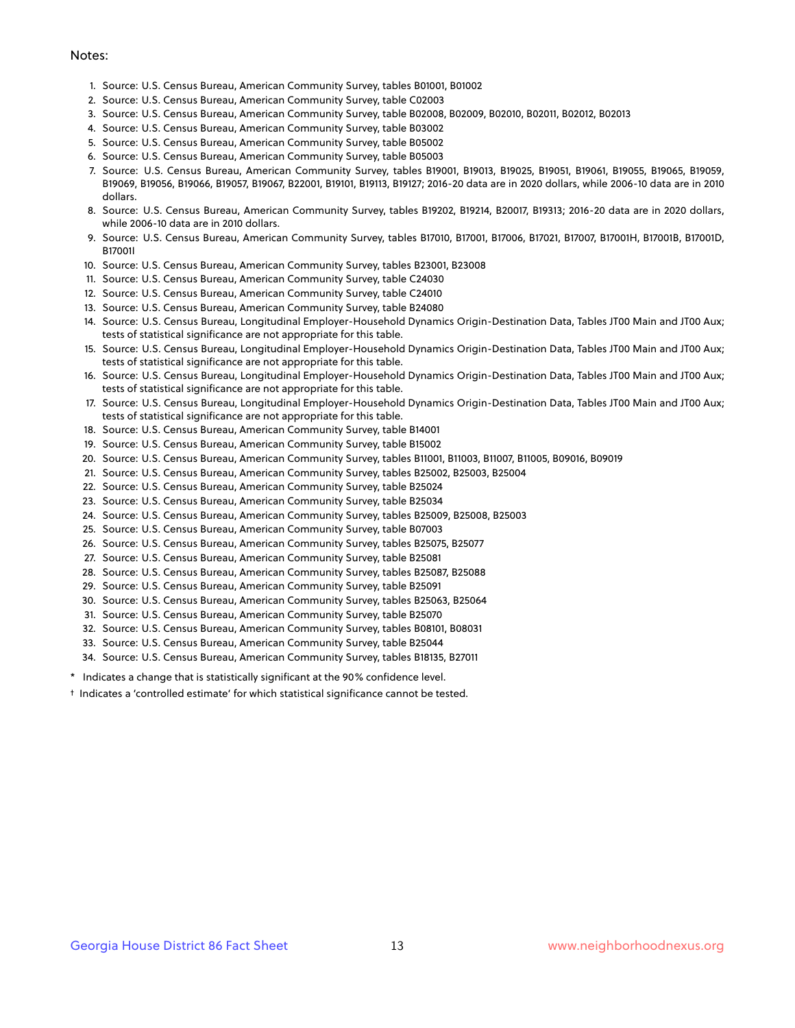Notes:

1. Source: U.S. Census Bureau, American Community Survey, tables B01001, B01002
2. Source: U.S. Census Bureau, American Community Survey, table C02003
3. Source: U.S. Census Bureau, American Community Survey, table B02008, B02009, B02010, B02011, B02012, B02013
4. Source: U.S. Census Bureau, American Community Survey, table B03002
5. Source: U.S. Census Bureau, American Community Survey, table B05002
6. Source: U.S. Census Bureau, American Community Survey, table B05003
7. Source: U.S. Census Bureau, American Community Survey, tables B19001, B19013, B19025, B19051, B19061, B19055, B19065, B19059, B19069, B19056, B19066, B19057, B19067, B22001, B19101, B19113, B19127; 2016-20 data are in 2020 dollars, while 2006-10 data are in 2010 dollars.
8. Source: U.S. Census Bureau, American Community Survey, tables B19202, B19214, B20017, B19313; 2016-20 data are in 2020 dollars, while 2006-10 data are in 2010 dollars.
9. Source: U.S. Census Bureau, American Community Survey, tables B17010, B17001, B17006, B17021, B17007, B17001H, B17001B, B17001D, B17001I
10. Source: U.S. Census Bureau, American Community Survey, tables B23001, B23008
11. Source: U.S. Census Bureau, American Community Survey, table C24030
12. Source: U.S. Census Bureau, American Community Survey, table C24010
13. Source: U.S. Census Bureau, American Community Survey, table B24080
14. Source: U.S. Census Bureau, Longitudinal Employer-Household Dynamics Origin-Destination Data, Tables JT00 Main and JT00 Aux; tests of statistical significance are not appropriate for this table.
15. Source: U.S. Census Bureau, Longitudinal Employer-Household Dynamics Origin-Destination Data, Tables JT00 Main and JT00 Aux; tests of statistical significance are not appropriate for this table.
16. Source: U.S. Census Bureau, Longitudinal Employer-Household Dynamics Origin-Destination Data, Tables JT00 Main and JT00 Aux; tests of statistical significance are not appropriate for this table.
17. Source: U.S. Census Bureau, Longitudinal Employer-Household Dynamics Origin-Destination Data, Tables JT00 Main and JT00 Aux; tests of statistical significance are not appropriate for this table.
18. Source: U.S. Census Bureau, American Community Survey, table B14001
19. Source: U.S. Census Bureau, American Community Survey, table B15002
20. Source: U.S. Census Bureau, American Community Survey, tables B11001, B11003, B11007, B11005, B09016, B09019
21. Source: U.S. Census Bureau, American Community Survey, tables B25002, B25003, B25004
22. Source: U.S. Census Bureau, American Community Survey, table B25024
23. Source: U.S. Census Bureau, American Community Survey, table B25034
24. Source: U.S. Census Bureau, American Community Survey, tables B25009, B25008, B25003
25. Source: U.S. Census Bureau, American Community Survey, table B07003
26. Source: U.S. Census Bureau, American Community Survey, tables B25075, B25077
27. Source: U.S. Census Bureau, American Community Survey, table B25081
28. Source: U.S. Census Bureau, American Community Survey, tables B25087, B25088
29. Source: U.S. Census Bureau, American Community Survey, table B25091
30. Source: U.S. Census Bureau, American Community Survey, tables B25063, B25064
31. Source: U.S. Census Bureau, American Community Survey, table B25070
32. Source: U.S. Census Bureau, American Community Survey, tables B08101, B08031
33. Source: U.S. Census Bureau, American Community Survey, table B25044
34. Source: U.S. Census Bureau, American Community Survey, tables B18135, B27011

\* Indicates a change that is statistically significant at the 90% confidence level.

† Indicates a 'controlled estimate' for which statistical significance cannot be tested.